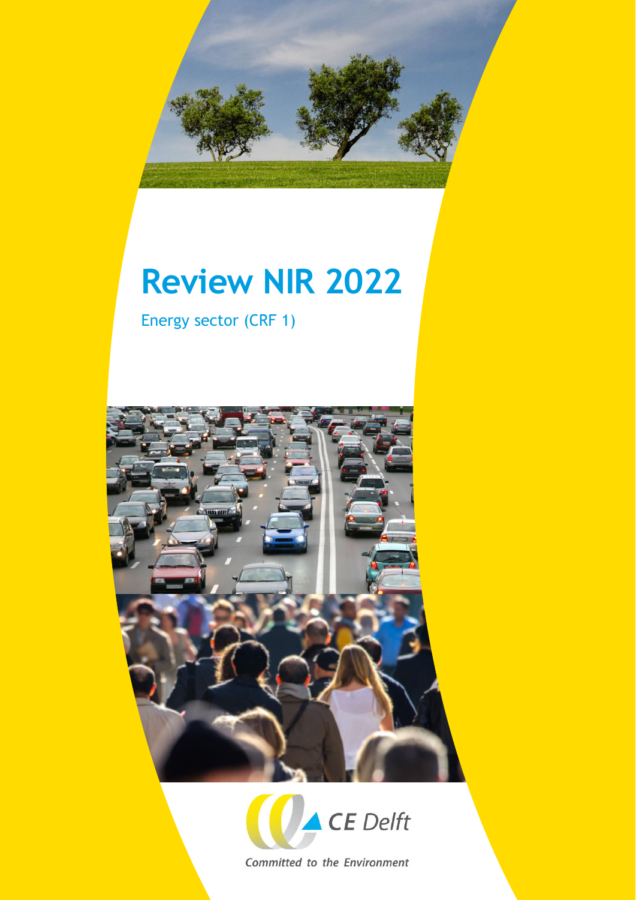# Review NIR 2022

Energy sector (CRF 1)

CE Delft

*Committed to the Environment*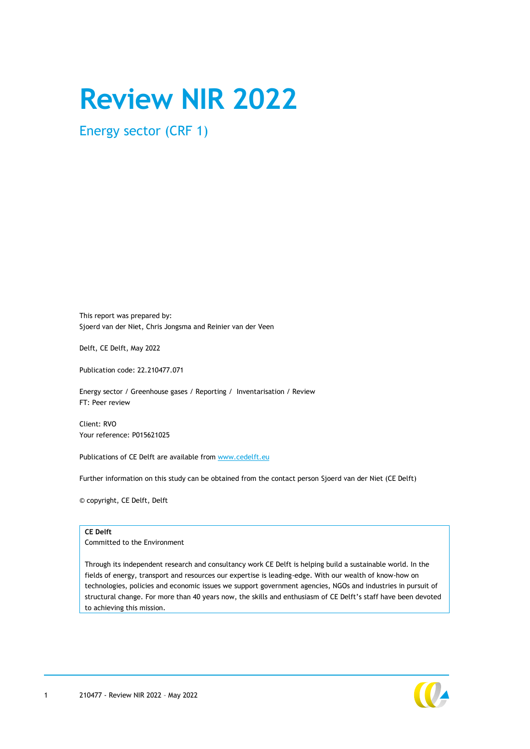# Review NIR 2022

## Energy sector (CRF 1)

This report was prepared by:
Sjoerd van der Niet, Chris Jongsma and Reinier van der Veen

Delft, CE Delft, May 2022

Publication code: 22.210477.071

Energy sector / Greenhouse gases / Reporting / Inventarisation / Review
FT: Peer review

Client: RVO
Your reference: P015621025

Publications of CE Delft are available from www.cedelft.eu

Further information on this study can be obtained from the contact person Sjoerd van der Niet (CE Delft)

© copyright, CE Delft, Delft

**CE Delft**
Committed to the Environment

Through its independent research and consultancy work CE Delft is helping build a sustainable world. In the fields of energy, transport and resources our expertise is leading-edge. With our wealth of know-how on technologies, policies and economic issues we support government agencies, NGOs and industries in pursuit of structural change. For more than 40 years now, the skills and enthusiasm of CE Delft's staff have been devoted to achieving this mission.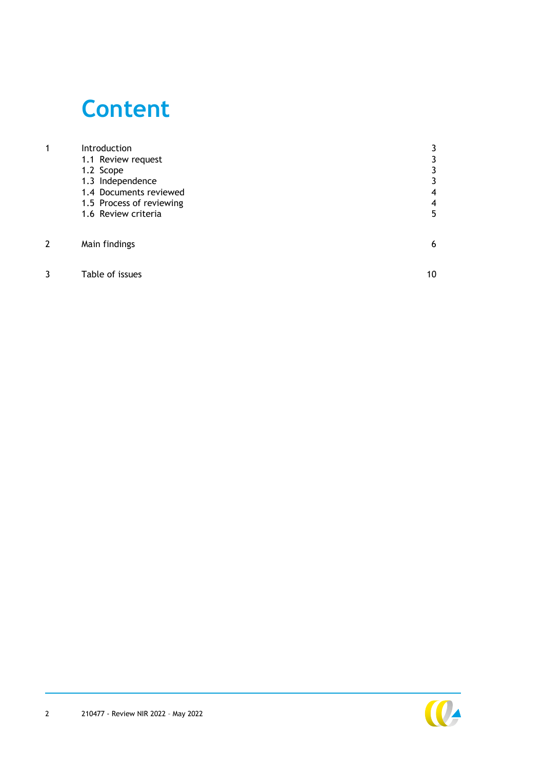# Content

| | | |
|---|---|---|
| 1 | Introduction | 3 |
| | 1.1 Review request | 3 |
| | 1.2 Scope | 3 |
| | 1.3 Independence | 3 |
| | 1.4 Documents reviewed | 4 |
| | 1.5 Process of reviewing | 4 |
| | 1.6 Review criteria | 5 |
| 2 | Main findings | 6 |
| 3 | Table of issues | 10 |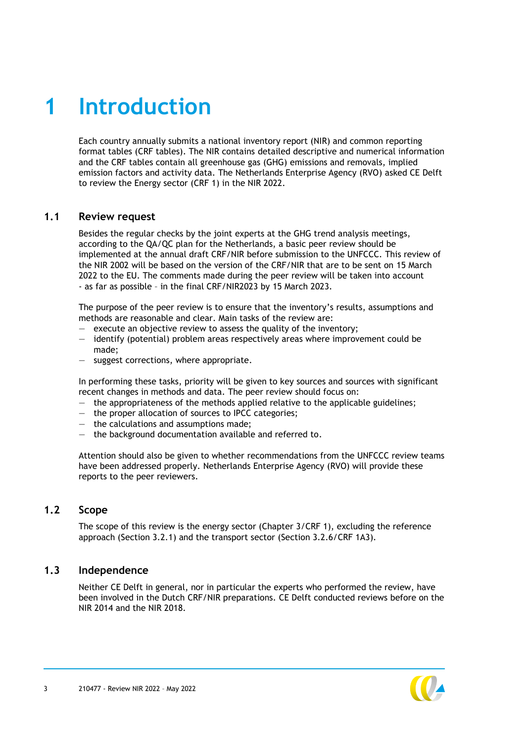# 1 Introduction

Each country annually submits a national inventory report (NIR) and common reporting format tables (CRF tables). The NIR contains detailed descriptive and numerical information and the CRF tables contain all greenhouse gas (GHG) emissions and removals, implied emission factors and activity data. The Netherlands Enterprise Agency (RVO) asked CE Delft to review the Energy sector (CRF 1) in the NIR 2022.

## 1.1 Review request

Besides the regular checks by the joint experts at the GHG trend analysis meetings, according to the QA/QC plan for the Netherlands, a basic peer review should be implemented at the annual draft CRF/NIR before submission to the UNFCCC. This review of the NIR 2002 will be based on the version of the CRF/NIR that are to be sent on 15 March 2022 to the EU. The comments made during the peer review will be taken into account - as far as possible – in the final CRF/NIR2023 by 15 March 2023.

The purpose of the peer review is to ensure that the inventory's results, assumptions and methods are reasonable and clear. Main tasks of the review are:
- execute an objective review to assess the quality of the inventory;
- identify (potential) problem areas respectively areas where improvement could be made;
- suggest corrections, where appropriate.

In performing these tasks, priority will be given to key sources and sources with significant recent changes in methods and data. The peer review should focus on:
- the appropriateness of the methods applied relative to the applicable guidelines;
- the proper allocation of sources to IPCC categories;
- the calculations and assumptions made;
- the background documentation available and referred to.

Attention should also be given to whether recommendations from the UNFCCC review teams have been addressed properly. Netherlands Enterprise Agency (RVO) will provide these reports to the peer reviewers.

## 1.2 Scope

The scope of this review is the energy sector (Chapter 3/CRF 1), excluding the reference approach (Section 3.2.1) and the transport sector (Section 3.2.6/CRF 1A3).

## 1.3 Independence

Neither CE Delft in general, nor in particular the experts who performed the review, have been involved in the Dutch CRF/NIR preparations. CE Delft conducted reviews before on the NIR 2014 and the NIR 2018.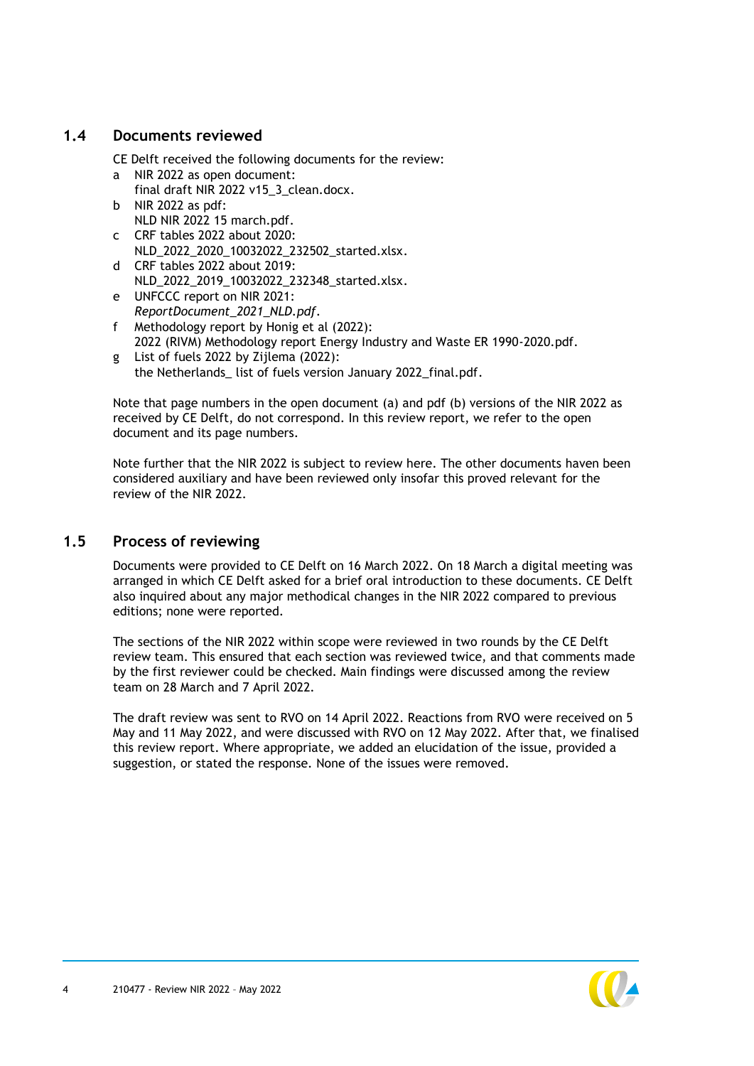## 1.4 Documents reviewed

CE Delft received the following documents for the review:

a NIR 2022 as open document:
 final draft NIR 2022 v15_3_clean.docx.

b NIR 2022 as pdf:
 NLD NIR 2022 15 march.pdf.

c CRF tables 2022 about 2020:
 NLD_2022_2020_10032022_232502_started.xlsx.

d CRF tables 2022 about 2019:
 NLD_2022_2019_10032022_232348_started.xlsx.

e UNFCCC report on NIR 2021:
 *ReportDocument_2021_NLD.pdf*.

f Methodology report by Honig et al (2022):
 2022 (RIVM) Methodology report Energy Industry and Waste ER 1990-2020.pdf.

g List of fuels 2022 by Zijlema (2022):
 the Netherlands_ list of fuels version January 2022_final.pdf.

Note that page numbers in the open document (a) and pdf (b) versions of the NIR 2022 as received by CE Delft, do not correspond. In this review report, we refer to the open document and its page numbers.

Note further that the NIR 2022 is subject to review here. The other documents haven been considered auxiliary and have been reviewed only insofar this proved relevant for the review of the NIR 2022.

## 1.5 Process of reviewing

Documents were provided to CE Delft on 16 March 2022. On 18 March a digital meeting was arranged in which CE Delft asked for a brief oral introduction to these documents. CE Delft also inquired about any major methodical changes in the NIR 2022 compared to previous editions; none were reported.

The sections of the NIR 2022 within scope were reviewed in two rounds by the CE Delft review team. This ensured that each section was reviewed twice, and that comments made by the first reviewer could be checked. Main findings were discussed among the review team on 28 March and 7 April 2022.

The draft review was sent to RVO on 14 April 2022. Reactions from RVO were received on 5 May and 11 May 2022, and were discussed with RVO on 12 May 2022. After that, we finalised this review report. Where appropriate, we added an elucidation of the issue, provided a suggestion, or stated the response. None of the issues were removed.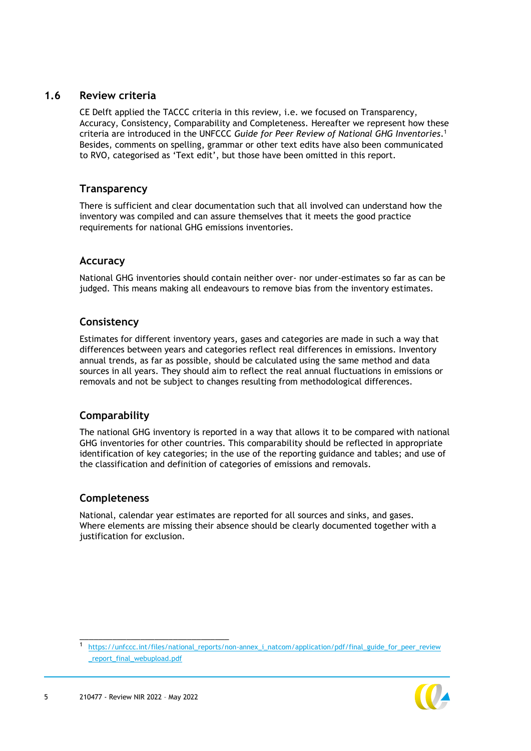## 1.6 Review criteria

CE Delft applied the TACCC criteria in this review, i.e. we focused on Transparency, Accuracy, Consistency, Comparability and Completeness. Hereafter we represent how these criteria are introduced in the UNFCCC *Guide for Peer Review of National GHG Inventories*.[1] Besides, comments on spelling, grammar or other text edits have also been communicated to RVO, categorised as 'Text edit', but those have been omitted in this report.

### Transparency

There is sufficient and clear documentation such that all involved can understand how the inventory was compiled and can assure themselves that it meets the good practice requirements for national GHG emissions inventories.

### Accuracy

National GHG inventories should contain neither over- nor under-estimates so far as can be judged. This means making all endeavours to remove bias from the inventory estimates.

### Consistency

Estimates for different inventory years, gases and categories are made in such a way that differences between years and categories reflect real differences in emissions. Inventory annual trends, as far as possible, should be calculated using the same method and data sources in all years. They should aim to reflect the real annual fluctuations in emissions or removals and not be subject to changes resulting from methodological differences.

### Comparability

The national GHG inventory is reported in a way that allows it to be compared with national GHG inventories for other countries. This comparability should be reflected in appropriate identification of key categories; in the use of the reporting guidance and tables; and use of the classification and definition of categories of emissions and removals.

### Completeness

National, calendar year estimates are reported for all sources and sinks, and gases. Where elements are missing their absence should be clearly documented together with a justification for exclusion.

[1] https://unfccc.int/files/national_reports/non-annex_i_natcom/application/pdf/final_guide_for_peer_review_report_final_webupload.pdf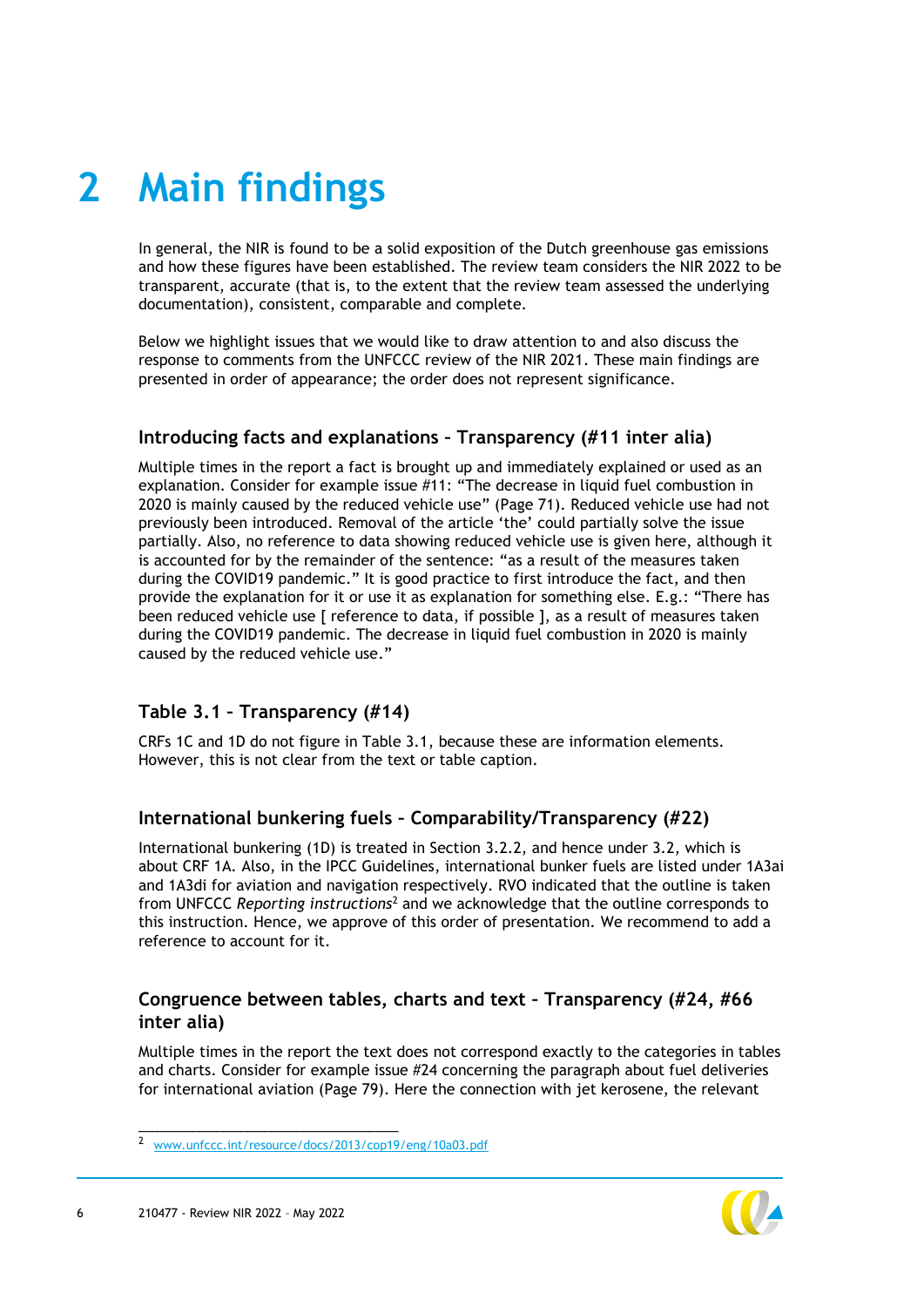# 2 Main findings

In general, the NIR is found to be a solid exposition of the Dutch greenhouse gas emissions and how these figures have been established. The review team considers the NIR 2022 to be transparent, accurate (that is, to the extent that the review team assessed the underlying documentation), consistent, comparable and complete.

Below we highlight issues that we would like to draw attention to and also discuss the response to comments from the UNFCCC review of the NIR 2021. These main findings are presented in order of appearance; the order does not represent significance.

### Introducing facts and explanations – Transparency (#11 inter alia)

Multiple times in the report a fact is brought up and immediately explained or used as an explanation. Consider for example issue #11: “The decrease in liquid fuel combustion in 2020 is mainly caused by the reduced vehicle use” (Page 71). Reduced vehicle use had not previously been introduced. Removal of the article ‘the’ could partially solve the issue partially. Also, no reference to data showing reduced vehicle use is given here, although it is accounted for by the remainder of the sentence: “as a result of the measures taken during the COVID19 pandemic.” It is good practice to first introduce the fact, and then provide the explanation for it or use it as explanation for something else. E.g.: “There has been reduced vehicle use [ reference to data, if possible ], as a result of measures taken during the COVID19 pandemic. The decrease in liquid fuel combustion in 2020 is mainly caused by the reduced vehicle use.”

### Table 3.1 – Transparency (#14)

CRFs 1C and 1D do not figure in Table 3.1, because these are information elements. However, this is not clear from the text or table caption.

### International bunkering fuels – Comparability/Transparency (#22)

International bunkering (1D) is treated in Section 3.2.2, and hence under 3.2, which is about CRF 1A. Also, in the IPCC Guidelines, international bunker fuels are listed under 1A3ai and 1A3di for aviation and navigation respectively. RVO indicated that the outline is taken from UNFCCC *Reporting instructions*[2] and we acknowledge that the outline corresponds to this instruction. Hence, we approve of this order of presentation. We recommend to add a reference to account for it.

### Congruence between tables, charts and text – Transparency (#24, #66 inter alia)

Multiple times in the report the text does not correspond exactly to the categories in tables and charts. Consider for example issue #24 concerning the paragraph about fuel deliveries for international aviation (Page 79). Here the connection with jet kerosene, the relevant

---

[2] www.unfccc.int/resource/docs/2013/cop19/eng/10a03.pdf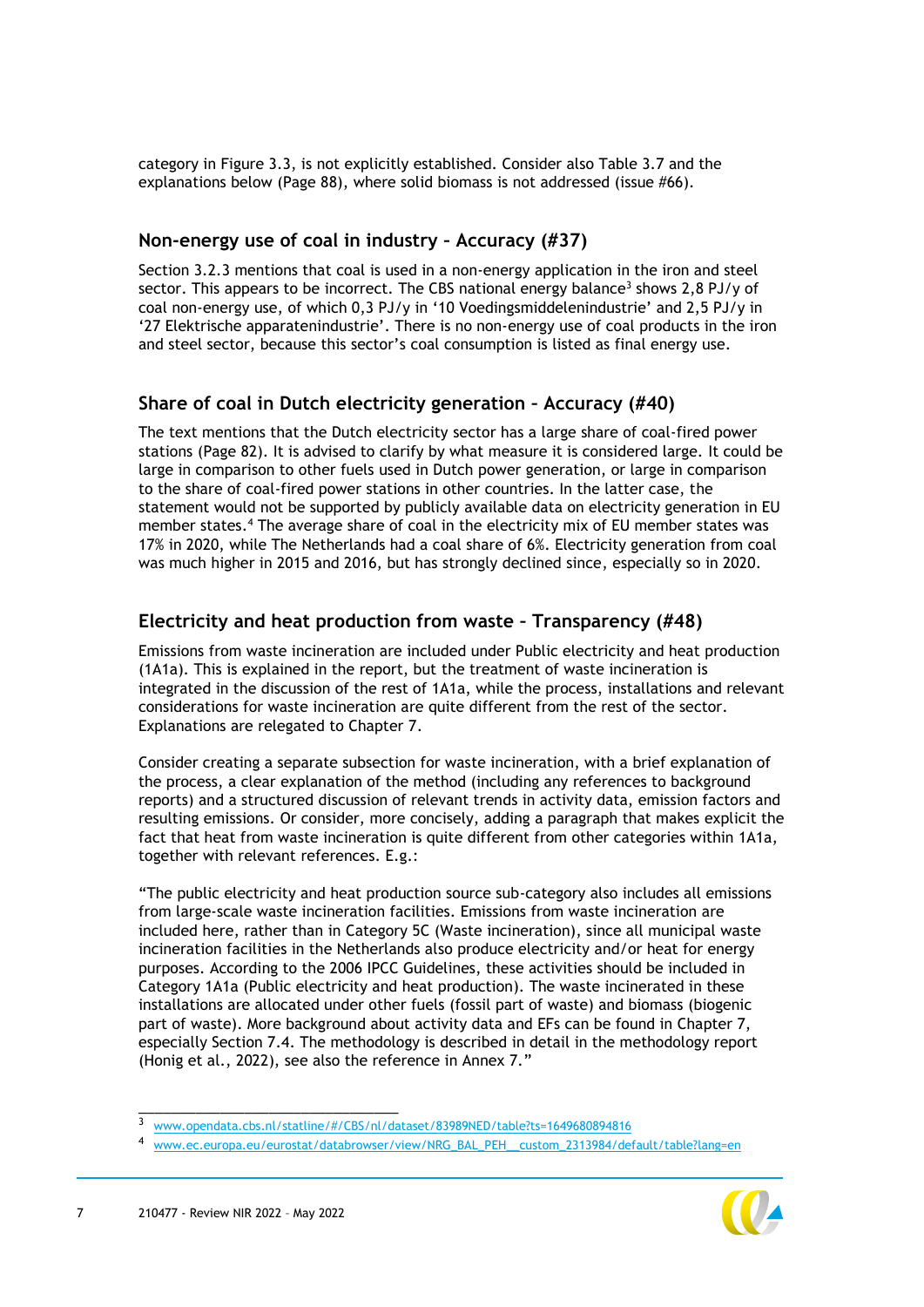category in Figure 3.3, is not explicitly established. Consider also Table 3.7 and the explanations below (Page 88), where solid biomass is not addressed (issue #66).

### Non-energy use of coal in industry – Accuracy (#37)

Section 3.2.3 mentions that coal is used in a non-energy application in the iron and steel sector. This appears to be incorrect. The CBS national energy balance[3] shows 2,8 PJ/y of coal non-energy use, of which 0,3 PJ/y in '10 Voedingsmiddelenindustrie' and 2,5 PJ/y in '27 Elektrische apparatenindustrie'. There is no non-energy use of coal products in the iron and steel sector, because this sector's coal consumption is listed as final energy use.

### Share of coal in Dutch electricity generation – Accuracy (#40)

The text mentions that the Dutch electricity sector has a large share of coal-fired power stations (Page 82). It is advised to clarify by what measure it is considered large. It could be large in comparison to other fuels used in Dutch power generation, or large in comparison to the share of coal-fired power stations in other countries. In the latter case, the statement would not be supported by publicly available data on electricity generation in EU member states.[4] The average share of coal in the electricity mix of EU member states was 17% in 2020, while The Netherlands had a coal share of 6%. Electricity generation from coal was much higher in 2015 and 2016, but has strongly declined since, especially so in 2020.

### Electricity and heat production from waste – Transparency (#48)

Emissions from waste incineration are included under Public electricity and heat production (1A1a). This is explained in the report, but the treatment of waste incineration is integrated in the discussion of the rest of 1A1a, while the process, installations and relevant considerations for waste incineration are quite different from the rest of the sector. Explanations are relegated to Chapter 7.

Consider creating a separate subsection for waste incineration, with a brief explanation of the process, a clear explanation of the method (including any references to background reports) and a structured discussion of relevant trends in activity data, emission factors and resulting emissions. Or consider, more concisely, adding a paragraph that makes explicit the fact that heat from waste incineration is quite different from other categories within 1A1a, together with relevant references. E.g.:

"The public electricity and heat production source sub-category also includes all emissions from large-scale waste incineration facilities. Emissions from waste incineration are included here, rather than in Category 5C (Waste incineration), since all municipal waste incineration facilities in the Netherlands also produce electricity and/or heat for energy purposes. According to the 2006 IPCC Guidelines, these activities should be included in Category 1A1a (Public electricity and heat production). The waste incinerated in these installations are allocated under other fuels (fossil part of waste) and biomass (biogenic part of waste). More background about activity data and EFs can be found in Chapter 7, especially Section 7.4. The methodology is described in detail in the methodology report (Honig et al., 2022), see also the reference in Annex 7."

---

[3] www.opendata.cbs.nl/statline/#/CBS/nl/dataset/83989NED/table?ts=1649680894816

[4] www.ec.europa.eu/eurostat/databrowser/view/NRG_BAL_PEH__custom_2313984/default/table?lang=en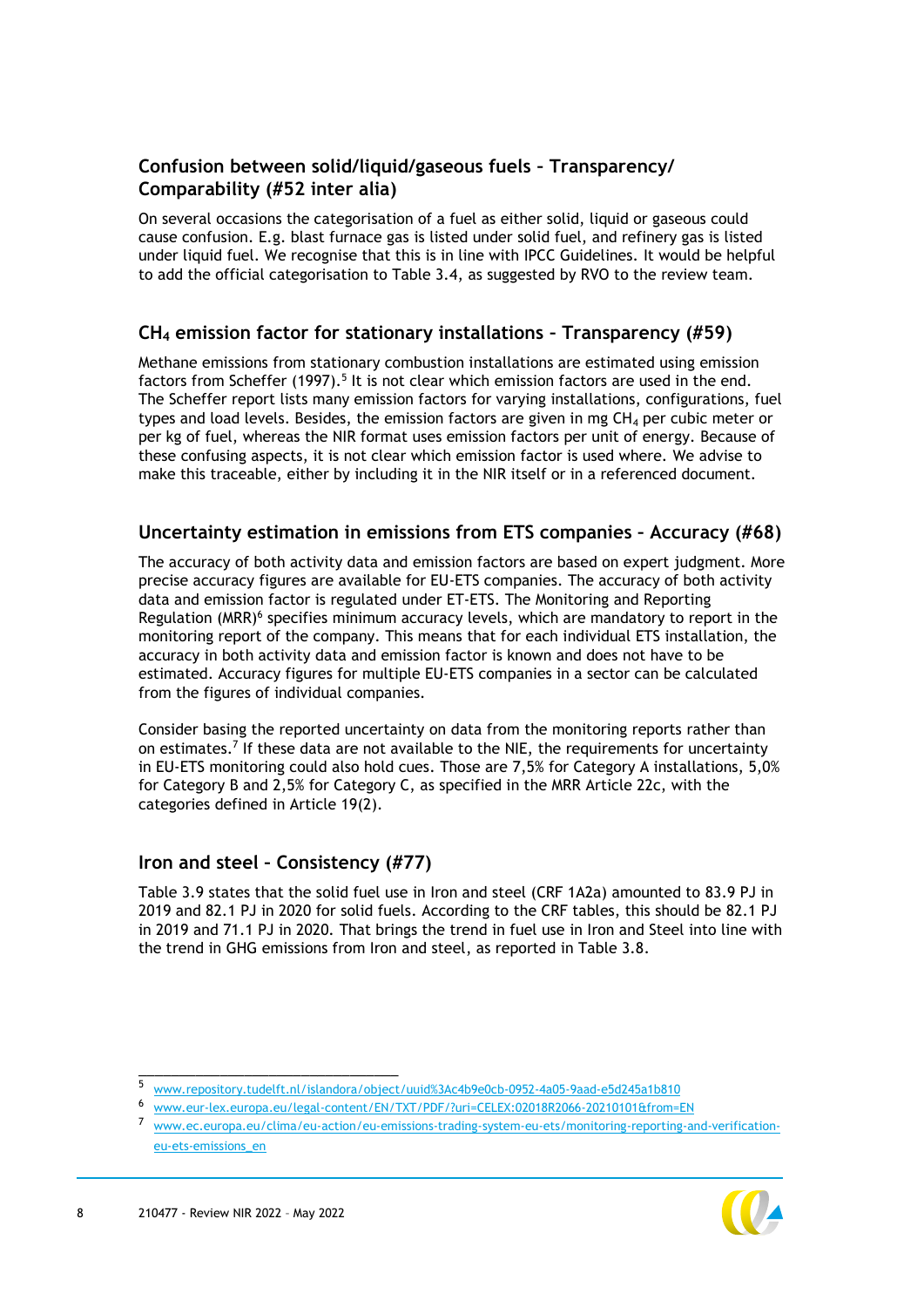### Confusion between solid/liquid/gaseous fuels – Transparency/ Comparability (#52 inter alia)

On several occasions the categorisation of a fuel as either solid, liquid or gaseous could cause confusion. E.g. blast furnace gas is listed under solid fuel, and refinery gas is listed under liquid fuel. We recognise that this is in line with IPCC Guidelines. It would be helpful to add the official categorisation to Table 3.4, as suggested by RVO to the review team.

### $CH_4$ emission factor for stationary installations – Transparency (#59)

Methane emissions from stationary combustion installations are estimated using emission factors from Scheffer (1997).[5] It is not clear which emission factors are used in the end. The Scheffer report lists many emission factors for varying installations, configurations, fuel types and load levels. Besides, the emission factors are given in mg $CH_4$ per cubic meter or per kg of fuel, whereas the NIR format uses emission factors per unit of energy. Because of these confusing aspects, it is not clear which emission factor is used where. We advise to make this traceable, either by including it in the NIR itself or in a referenced document.

### Uncertainty estimation in emissions from ETS companies – Accuracy (#68)

The accuracy of both activity data and emission factors are based on expert judgment. More precise accuracy figures are available for EU-ETS companies. The accuracy of both activity data and emission factor is regulated under ET-ETS. The Monitoring and Reporting Regulation (MRR)[6] specifies minimum accuracy levels, which are mandatory to report in the monitoring report of the company. This means that for each individual ETS installation, the accuracy in both activity data and emission factor is known and does not have to be estimated. Accuracy figures for multiple EU-ETS companies in a sector can be calculated from the figures of individual companies.

Consider basing the reported uncertainty on data from the monitoring reports rather than on estimates.[7] If these data are not available to the NIE, the requirements for uncertainty in EU-ETS monitoring could also hold cues. Those are 7,5% for Category A installations, 5,0% for Category B and 2,5% for Category C, as specified in the MRR Article 22c, with the categories defined in Article 19(2).

### Iron and steel – Consistency (#77)

Table 3.9 states that the solid fuel use in Iron and steel (CRF 1A2a) amounted to 83.9 PJ in 2019 and 82.1 PJ in 2020 for solid fuels. According to the CRF tables, this should be 82.1 PJ in 2019 and 71.1 PJ in 2020. That brings the trend in fuel use in Iron and Steel into line with the trend in GHG emissions from Iron and steel, as reported in Table 3.8.

---

[5] www.repository.tudelft.nl/islandora/object/uuid%3Ac4b9e0cb-0952-4a05-9aad-e5d245a1b810

[6] www.eur-lex.europa.eu/legal-content/EN/TXT/PDF/?uri=CELEX:02018R2066-20210101&from=EN

[7] www.ec.europa.eu/clima/eu-action/eu-emissions-trading-system-eu-ets/monitoring-reporting-and-verification-eu-ets-emissions_en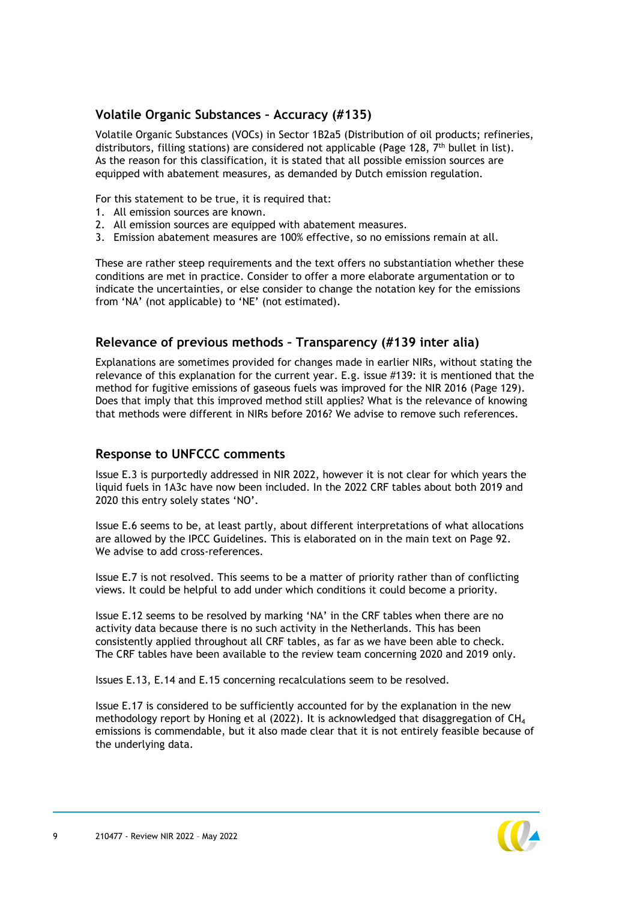## Volatile Organic Substances – Accuracy (#135)

Volatile Organic Substances (VOCs) in Sector 1B2a5 (Distribution of oil products; refineries, distributors, filling stations) are considered not applicable (Page 128, 7th bullet in list). As the reason for this classification, it is stated that all possible emission sources are equipped with abatement measures, as demanded by Dutch emission regulation.

For this statement to be true, it is required that:

1. All emission sources are known.
2. All emission sources are equipped with abatement measures.
3. Emission abatement measures are 100% effective, so no emissions remain at all.

These are rather steep requirements and the text offers no substantiation whether these conditions are met in practice. Consider to offer a more elaborate argumentation or to indicate the uncertainties, or else consider to change the notation key for the emissions from 'NA' (not applicable) to 'NE' (not estimated).

## Relevance of previous methods – Transparency (#139 inter alia)

Explanations are sometimes provided for changes made in earlier NIRs, without stating the relevance of this explanation for the current year. E.g. issue #139: it is mentioned that the method for fugitive emissions of gaseous fuels was improved for the NIR 2016 (Page 129). Does that imply that this improved method still applies? What is the relevance of knowing that methods were different in NIRs before 2016? We advise to remove such references.

## Response to UNFCCC comments

Issue E.3 is purportedly addressed in NIR 2022, however it is not clear for which years the liquid fuels in 1A3c have now been included. In the 2022 CRF tables about both 2019 and 2020 this entry solely states 'NO'.

Issue E.6 seems to be, at least partly, about different interpretations of what allocations are allowed by the IPCC Guidelines. This is elaborated on in the main text on Page 92. We advise to add cross-references.

Issue E.7 is not resolved. This seems to be a matter of priority rather than of conflicting views. It could be helpful to add under which conditions it could become a priority.

Issue E.12 seems to be resolved by marking 'NA' in the CRF tables when there are no activity data because there is no such activity in the Netherlands. This has been consistently applied throughout all CRF tables, as far as we have been able to check. The CRF tables have been available to the review team concerning 2020 and 2019 only.

Issues E.13, E.14 and E.15 concerning recalculations seem to be resolved.

Issue E.17 is considered to be sufficiently accounted for by the explanation in the new methodology report by Honing et al (2022). It is acknowledged that disaggregation of $CH_4$ emissions is commendable, but it also made clear that it is not entirely feasible because of the underlying data.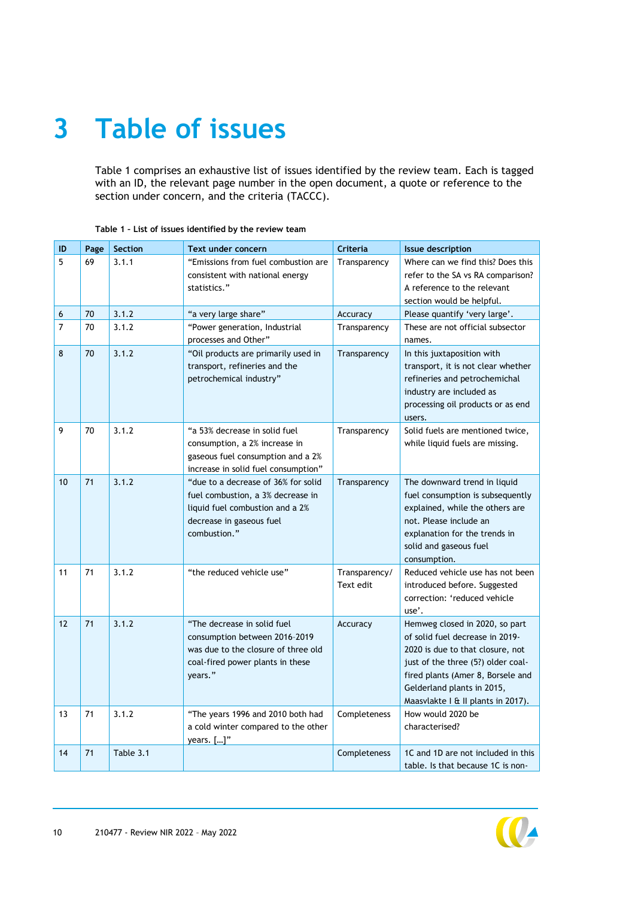# 3 Table of issues

Table 1 comprises an exhaustive list of issues identified by the review team. Each is tagged with an ID, the relevant page number in the open document, a quote or reference to the section under concern, and the criteria (TACCC).

**Table 1 – List of issues identified by the review team**

| ID | Page | Section | Text under concern | Criteria | Issue description |
|---|---|---|---|---|---|
| 5 | 69 | 3.1.1 | "Emissions from fuel combustion are consistent with national energy statistics." | Transparency | Where can we find this? Does this refer to the SA vs RA comparison? A reference to the relevant section would be helpful. |
| 6 | 70 | 3.1.2 | "a very large share" | Accuracy | Please quantify 'very large'. |
| 7 | 70 | 3.1.2 | "Power generation, Industrial processes and Other" | Transparency | These are not official subsector names. |
| 8 | 70 | 3.1.2 | "Oil products are primarily used in transport, refineries and the petrochemical industry" | Transparency | In this juxtaposition with transport, it is not clear whether refineries and petrochemical industry are included as processing oil products or as end users. |
| 9 | 70 | 3.1.2 | "a 53% decrease in solid fuel consumption, a 2% increase in gaseous fuel consumption and a 2% increase in solid fuel consumption" | Transparency | Solid fuels are mentioned twice, while liquid fuels are missing. |
| 10 | 71 | 3.1.2 | "due to a decrease of 36% for solid fuel combustion, a 3% decrease in liquid fuel combustion and a 2% decrease in gaseous fuel combustion." | Transparency | The downward trend in liquid fuel consumption is subsequently explained, while the others are not. Please include an explanation for the trends in solid and gaseous fuel consumption. |
| 11 | 71 | 3.1.2 | "the reduced vehicle use" | Transparency/ Text edit | Reduced vehicle use has not been introduced before. Suggested correction: 'reduced vehicle use'. |
| 12 | 71 | 3.1.2 | "The decrease in solid fuel consumption between 2016-2019 was due to the closure of three old coal-fired power plants in these years." | Accuracy | Hemweg closed in 2020, so part of solid fuel decrease in 2019-2020 is due to that closure, not just of the three (5?) older coal-fired plants (Amer 8, Borsele and Gelderland plants in 2015, Maasvlakte I & II plants in 2017). |
| 13 | 71 | 3.1.2 | "The years 1996 and 2010 both had a cold winter compared to the other years. […]" | Completeness | How would 2020 be characterised? |
| 14 | 71 | Table 3.1 | | Completeness | 1C and 1D are not included in this table. Is that because 1C is non- |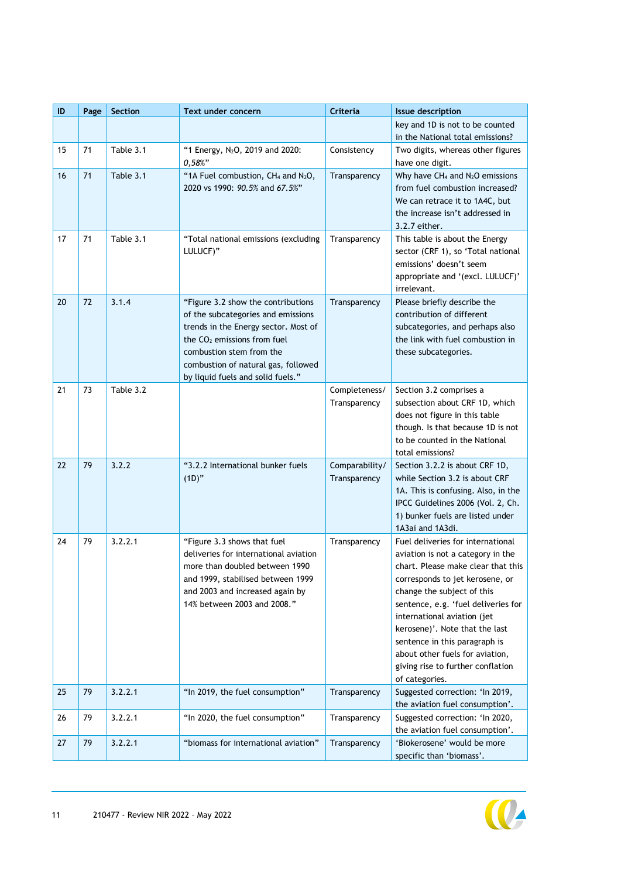| ID | Page | Section | Text under concern | Criteria | Issue description |
|---|---|---|---|---|---|
| | | | | | key and 1D is not to be counted in the National total emissions? |
| 15 | 71 | Table 3.1 | "1 Energy, $N_2O$, 2019 and 2020: *0,58%*" | Consistency | Two digits, whereas other figures have one digit. |
| 16 | 71 | Table 3.1 | "1A Fuel combustion, $CH_4$ and $N_2O$, 2020 vs 1990: *90.5%* and *67.5%*" | Transparency | Why have $CH_4$ and $N_2O$ emissions from fuel combustion increased? We can retrace it to 1A4C, but the increase isn't addressed in 3.2.7 either. |
| 17 | 71 | Table 3.1 | "Total national emissions (excluding LULUCF)" | Transparency | This table is about the Energy sector (CRF 1), so 'Total national emissions' doesn't seem appropriate and '(excl. LULUCF)' irrelevant. |
| 20 | 72 | 3.1.4 | "Figure 3.2 show the contributions of the subcategories and emissions trends in the Energy sector. Most of the $CO_2$ emissions from fuel combustion stem from the combustion of natural gas, followed by liquid fuels and solid fuels." | Transparency | Please briefly describe the contribution of different subcategories, and perhaps also the link with fuel combustion in these subcategories. |
| 21 | 73 | Table 3.2 | | Completeness/ Transparency | Section 3.2 comprises a subsection about CRF 1D, which does not figure in this table though. Is that because 1D is not to be counted in the National total emissions? |
| 22 | 79 | 3.2.2 | "3.2.2 International bunker fuels (1D)" | Comparability/ Transparency | Section 3.2.2 is about CRF 1D, while Section 3.2 is about CRF 1A. This is confusing. Also, in the IPCC Guidelines 2006 (Vol. 2, Ch. 1) bunker fuels are listed under 1A3ai and 1A3di. |
| 24 | 79 | 3.2.2.1 | "Figure 3.3 shows that fuel deliveries for international aviation more than doubled between 1990 and 1999, stabilised between 1999 and 2003 and increased again by 14% between 2003 and 2008." | Transparency | Fuel deliveries for international aviation is not a category in the chart. Please make clear that this corresponds to jet kerosene, or change the subject of this sentence, e.g. 'fuel deliveries for international aviation (jet kerosene)'. Note that the last sentence in this paragraph is about other fuels for aviation, giving rise to further conflation of categories. |
| 25 | 79 | 3.2.2.1 | "In 2019, the fuel consumption" | Transparency | Suggested correction: 'In 2019, the aviation fuel consumption'. |
| 26 | 79 | 3.2.2.1 | "In 2020, the fuel consumption" | Transparency | Suggested correction: 'In 2020, the aviation fuel consumption'. |
| 27 | 79 | 3.2.2.1 | "biomass for international aviation" | Transparency | 'Biokerosene' would be more specific than 'biomass'. |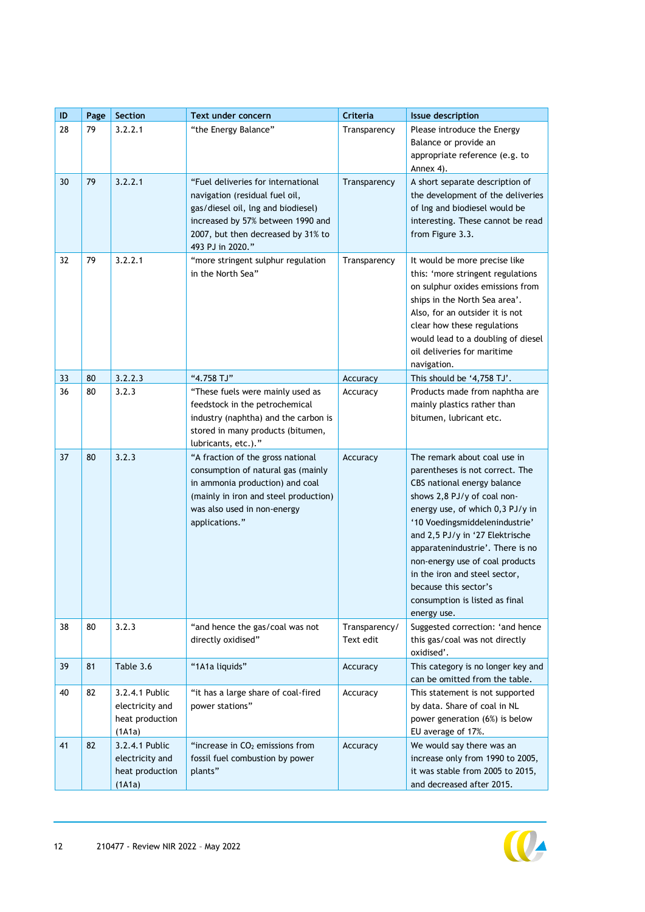| ID | Page | Section | Text under concern | Criteria | Issue description |
|---|---|---|---|---|---|
| 28 | 79 | 3.2.2.1 | “the Energy Balance” | Transparency | Please introduce the Energy Balance or provide an appropriate reference (e.g. to Annex 4). |
| 30 | 79 | 3.2.2.1 | “Fuel deliveries for international navigation (residual fuel oil, gas/diesel oil, lng and biodiesel) increased by 57% between 1990 and 2007, but then decreased by 31% to 493 PJ in 2020.” | Transparency | A short separate description of the development of the deliveries of lng and biodiesel would be interesting. These cannot be read from Figure 3.3. |
| 32 | 79 | 3.2.2.1 | “more stringent sulphur regulation in the North Sea” | Transparency | It would be more precise like this: ‘more stringent regulations on sulphur oxides emissions from ships in the North Sea area’. Also, for an outsider it is not clear how these regulations would lead to a doubling of diesel oil deliveries for maritime navigation. |
| 33 | 80 | 3.2.2.3 | “4.758 TJ” | Accuracy | This should be ‘4,758 TJ’. |
| 36 | 80 | 3.2.3 | “These fuels were mainly used as feedstock in the petrochemical industry (naphtha) and the carbon is stored in many products (bitumen, lubricants, etc.).” | Accuracy | Products made from naphtha are mainly plastics rather than bitumen, lubricant etc. |
| 37 | 80 | 3.2.3 | “A fraction of the gross national consumption of natural gas (mainly in ammonia production) and coal (mainly in iron and steel production) was also used in non-energy applications.” | Accuracy | The remark about coal use in parentheses is not correct. The CBS national energy balance shows 2,8 PJ/y of coal non-energy use, of which 0,3 PJ/y in ‘10 Voedingsmiddelenindustrie’ and 2,5 PJ/y in ‘27 Elektrische apparatenindustrie’. There is no non-energy use of coal products in the iron and steel sector, because this sector’s consumption is listed as final energy use. |
| 38 | 80 | 3.2.3 | “and hence the gas/coal was not directly oxidised” | Transparency/ Text edit | Suggested correction: ‘and hence this gas/coal was not directly oxidised’. |
| 39 | 81 | Table 3.6 | “1A1a liquids” | Accuracy | This category is no longer key and can be omitted from the table. |
| 40 | 82 | 3.2.4.1 Public electricity and heat production (1A1a) | “it has a large share of coal-fired power stations” | Accuracy | This statement is not supported by data. Share of coal in NL power generation (6%) is below EU average of 17%. |
| 41 | 82 | 3.2.4.1 Public electricity and heat production (1A1a) | “increase in $CO_2$ emissions from fossil fuel combustion by power plants” | Accuracy | We would say there was an increase only from 1990 to 2005, it was stable from 2005 to 2015, and decreased after 2015. |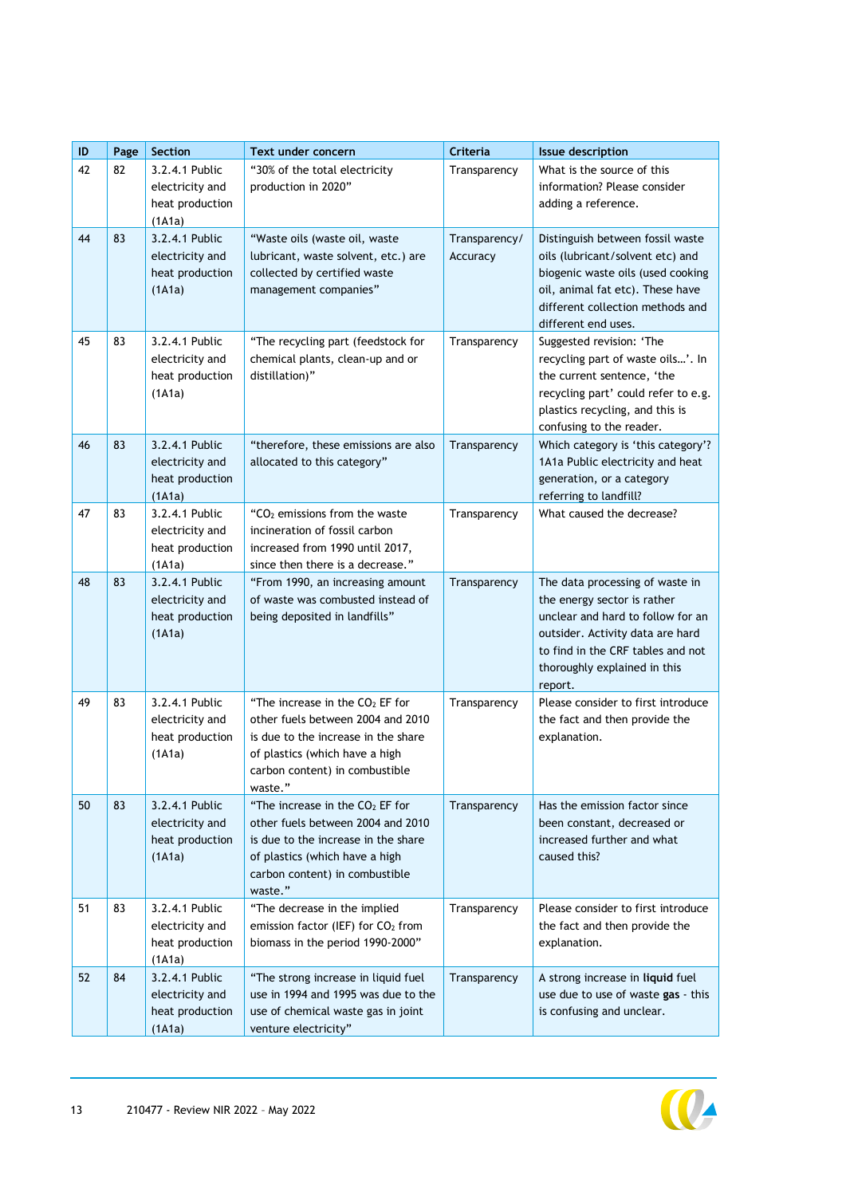| ID | Page | Section | Text under concern | Criteria | Issue description |
|---|---|---|---|---|---|
| 42 | 82 | 3.2.4.1 Public electricity and heat production (1A1a) | "30% of the total electricity production in 2020" | Transparency | What is the source of this information? Please consider adding a reference. |
| 44 | 83 | 3.2.4.1 Public electricity and heat production (1A1a) | "Waste oils (waste oil, waste lubricant, waste solvent, etc.) are collected by certified waste management companies" | Transparency/ Accuracy | Distinguish between fossil waste oils (lubricant/solvent etc) and biogenic waste oils (used cooking oil, animal fat etc). These have different collection methods and different end uses. |
| 45 | 83 | 3.2.4.1 Public electricity and heat production (1A1a) | "The recycling part (feedstock for chemical plants, clean-up and or distillation)" | Transparency | Suggested revision: 'The recycling part of waste oils…'. In the current sentence, 'the recycling part' could refer to e.g. plastics recycling, and this is confusing to the reader. |
| 46 | 83 | 3.2.4.1 Public electricity and heat production (1A1a) | "therefore, these emissions are also allocated to this category" | Transparency | Which category is 'this category'? 1A1a Public electricity and heat generation, or a category referring to landfill? |
| 47 | 83 | 3.2.4.1 Public electricity and heat production (1A1a) | "$CO_2$ emissions from the waste incineration of fossil carbon increased from 1990 until 2017, since then there is a decrease." | Transparency | What caused the decrease? |
| 48 | 83 | 3.2.4.1 Public electricity and heat production (1A1a) | "From 1990, an increasing amount of waste was combusted instead of being deposited in landfills" | Transparency | The data processing of waste in the energy sector is rather unclear and hard to follow for an outsider. Activity data are hard to find in the CRF tables and not thoroughly explained in this report. |
| 49 | 83 | 3.2.4.1 Public electricity and heat production (1A1a) | "The increase in the $CO_2$ EF for other fuels between 2004 and 2010 is due to the increase in the share of plastics (which have a high carbon content) in combustible waste." | Transparency | Please consider to first introduce the fact and then provide the explanation. |
| 50 | 83 | 3.2.4.1 Public electricity and heat production (1A1a) | "The increase in the $CO_2$ EF for other fuels between 2004 and 2010 is due to the increase in the share of plastics (which have a high carbon content) in combustible waste." | Transparency | Has the emission factor since been constant, decreased or increased further and what caused this? |
| 51 | 83 | 3.2.4.1 Public electricity and heat production (1A1a) | "The decrease in the implied emission factor (IEF) for $CO_2$ from biomass in the period 1990-2000" | Transparency | Please consider to first introduce the fact and then provide the explanation. |
| 52 | 84 | 3.2.4.1 Public electricity and heat production (1A1a) | "The strong increase in liquid fuel use in 1994 and 1995 was due to the use of chemical waste gas in joint venture electricity" | Transparency | A strong increase in **liquid** fuel use due to use of waste **gas** - this is confusing and unclear. |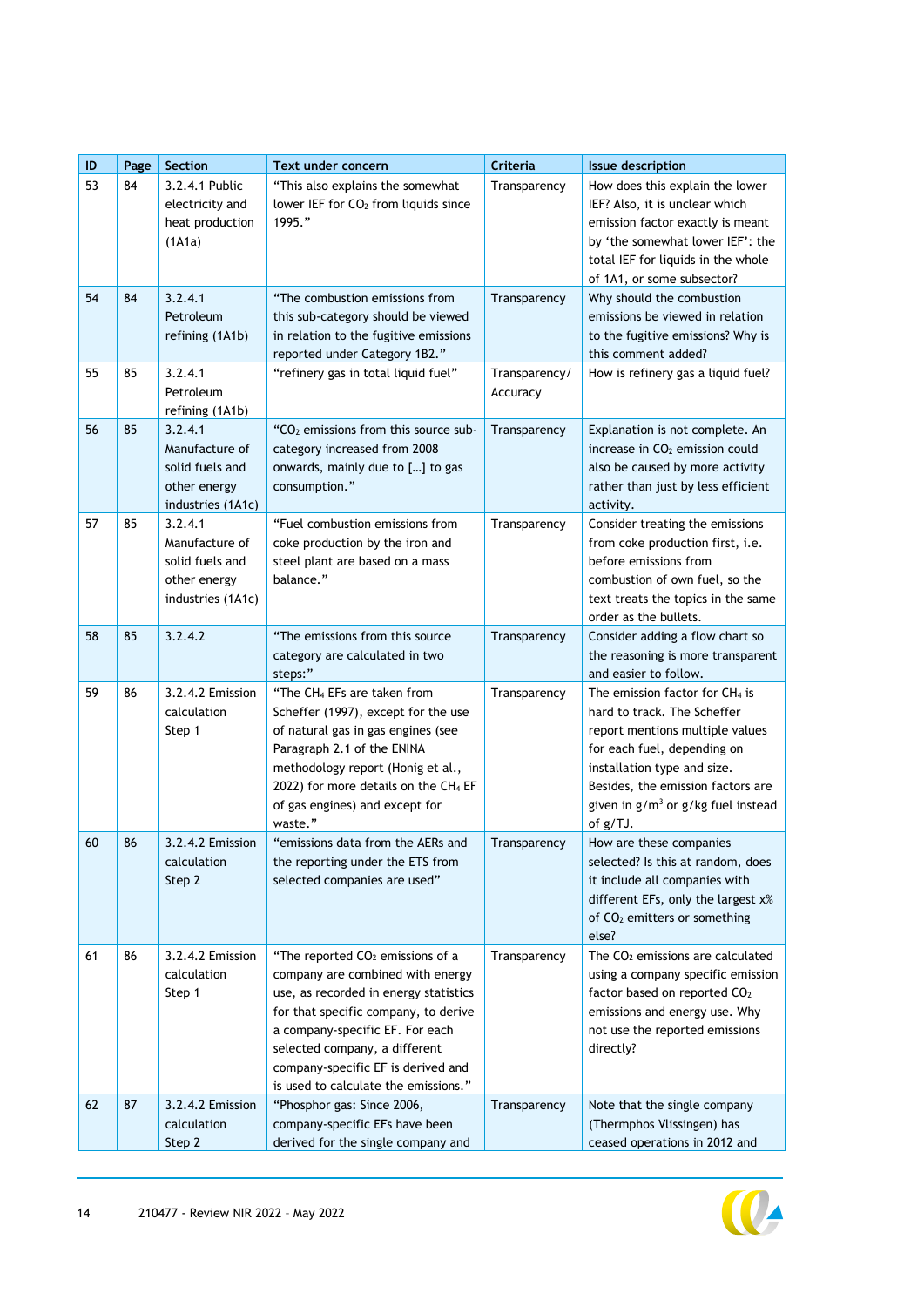| ID | Page | Section | Text under concern | Criteria | Issue description |
|---|---|---|---|---|---|
| 53 | 84 | 3.2.4.1 Public electricity and heat production (1A1a) | "This also explains the somewhat lower IEF for $CO_2$ from liquids since 1995." | Transparency | How does this explain the lower IEF? Also, it is unclear which emission factor exactly is meant by 'the somewhat lower IEF': the total IEF for liquids in the whole of 1A1, or some subsector? |
| 54 | 84 | 3.2.4.1 Petroleum refining (1A1b) | "The combustion emissions from this sub-category should be viewed in relation to the fugitive emissions reported under Category 1B2." | Transparency | Why should the combustion emissions be viewed in relation to the fugitive emissions? Why is this comment added? |
| 55 | 85 | 3.2.4.1 Petroleum refining (1A1b) | "refinery gas in total liquid fuel" | Transparency/ Accuracy | How is refinery gas a liquid fuel? |
| 56 | 85 | 3.2.4.1 Manufacture of solid fuels and other energy industries (1A1c) | "$CO_2$ emissions from this source sub-category increased from 2008 onwards, mainly due to [...] to gas consumption." | Transparency | Explanation is not complete. An increase in $CO_2$ emission could also be caused by more activity rather than just by less efficient activity. |
| 57 | 85 | 3.2.4.1 Manufacture of solid fuels and other energy industries (1A1c) | "Fuel combustion emissions from coke production by the iron and steel plant are based on a mass balance." | Transparency | Consider treating the emissions from coke production first, i.e. before emissions from combustion of own fuel, so the text treats the topics in the same order as the bullets. |
| 58 | 85 | 3.2.4.2 | "The emissions from this source category are calculated in two steps:" | Transparency | Consider adding a flow chart so the reasoning is more transparent and easier to follow. |
| 59 | 86 | 3.2.4.2 Emission calculation Step 1 | "The $CH_4$ EFs are taken from Scheffer (1997), except for the use of natural gas in gas engines (see Paragraph 2.1 of the ENINA methodology report (Honig et al., 2022) for more details on the $CH_4$ EF of gas engines) and except for waste." | Transparency | The emission factor for $CH_4$ is hard to track. The Scheffer report mentions multiple values for each fuel, depending on installation type and size. Besides, the emission factors are given in $g/m^3$ or g/kg fuel instead of g/TJ. |
| 60 | 86 | 3.2.4.2 Emission calculation Step 2 | "emissions data from the AERs and the reporting under the ETS from selected companies are used" | Transparency | How are these companies selected? Is this at random, does it include all companies with different EFs, only the largest x% of $CO_2$ emitters or something else? |
| 61 | 86 | 3.2.4.2 Emission calculation Step 1 | "The reported $CO_2$ emissions of a company are combined with energy use, as recorded in energy statistics for that specific company, to derive a company-specific EF. For each selected company, a different company-specific EF is derived and is used to calculate the emissions." | Transparency | The $CO_2$ emissions are calculated using a company specific emission factor based on reported $CO_2$ emissions and energy use. Why not use the reported emissions directly? |
| 62 | 87 | 3.2.4.2 Emission calculation Step 2 | "Phosphor gas: Since 2006, company-specific EFs have been derived for the single company and | Transparency | Note that the single company (Thermphos Vlissingen) has ceased operations in 2012 and |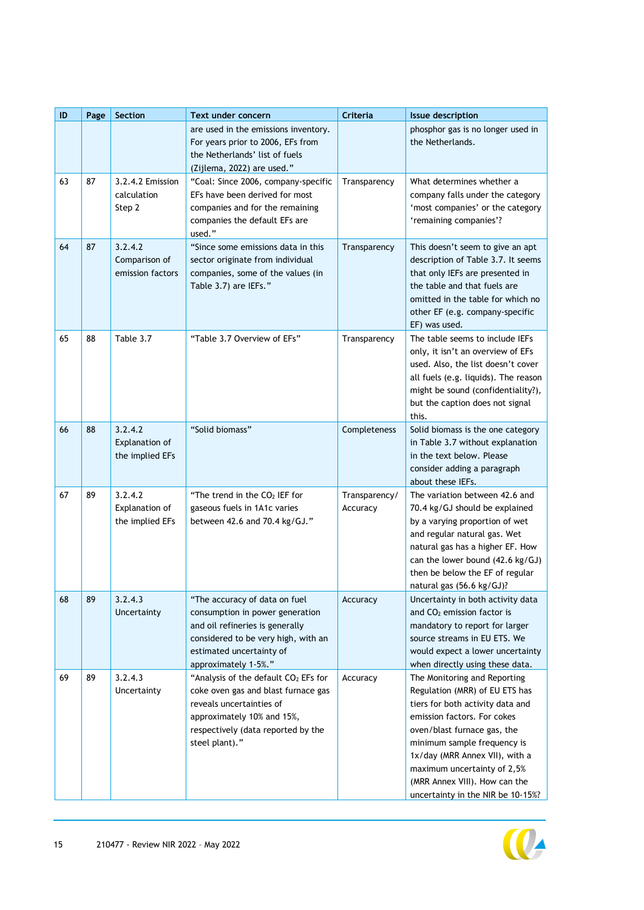| ID | Page | Section | Text under concern | Criteria | Issue description |
|---|---|---|---|---|---|
| | | | are used in the emissions inventory. For years prior to 2006, EFs from the Netherlands' list of fuels (Zijlema, 2022) are used." | | phosphor gas is no longer used in the Netherlands. |
| 63 | 87 | 3.2.4.2 Emission calculation Step 2 | "Coal: Since 2006, company-specific EFs have been derived for most companies and for the remaining companies the default EFs are used." | Transparency | What determines whether a company falls under the category 'most companies' or the category 'remaining companies'? |
| 64 | 87 | 3.2.4.2 Comparison of emission factors | "Since some emissions data in this sector originate from individual companies, some of the values (in Table 3.7) are IEFs." | Transparency | This doesn't seem to give an apt description of Table 3.7. It seems that only IEFs are presented in the table and that fuels are omitted in the table for which no other EF (e.g. company-specific EF) was used. |
| 65 | 88 | Table 3.7 | "Table 3.7 Overview of EFs" | Transparency | The table seems to include IEFs only, it isn't an overview of EFs used. Also, the list doesn't cover all fuels (e.g. liquids). The reason might be sound (confidentiality?), but the caption does not signal this. |
| 66 | 88 | 3.2.4.2 Explanation of the implied EFs | "Solid biomass" | Completeness | Solid biomass is the one category in Table 3.7 without explanation in the text below. Please consider adding a paragraph about these IEFs. |
| 67 | 89 | 3.2.4.2 Explanation of the implied EFs | "The trend in the $CO_2$ IEF for gaseous fuels in 1A1c varies between 42.6 and 70.4 kg/GJ." | Transparency/ Accuracy | The variation between 42.6 and 70.4 kg/GJ should be explained by a varying proportion of wet and regular natural gas. Wet natural gas has a higher EF. How can the lower bound (42.6 kg/GJ) then be below the EF of regular natural gas (56.6 kg/GJ)? |
| 68 | 89 | 3.2.4.3 Uncertainty | "The accuracy of data on fuel consumption in power generation and oil refineries is generally considered to be very high, with an estimated uncertainty of approximately 1-5%." | Accuracy | Uncertainty in both activity data and $CO_2$ emission factor is mandatory to report for larger source streams in EU ETS. We would expect a lower uncertainty when directly using these data. |
| 69 | 89 | 3.2.4.3 Uncertainty | "Analysis of the default $CO_2$ EFs for coke oven gas and blast furnace gas reveals uncertainties of approximately 10% and 15%, respectively (data reported by the steel plant)." | Accuracy | The Monitoring and Reporting Regulation (MRR) of EU ETS has tiers for both activity data and emission factors. For cokes oven/blast furnace gas, the minimum sample frequency is 1x/day (MRR Annex VII), with a maximum uncertainty of 2,5% (MRR Annex VIII). How can the uncertainty in the NIR be 10-15%? |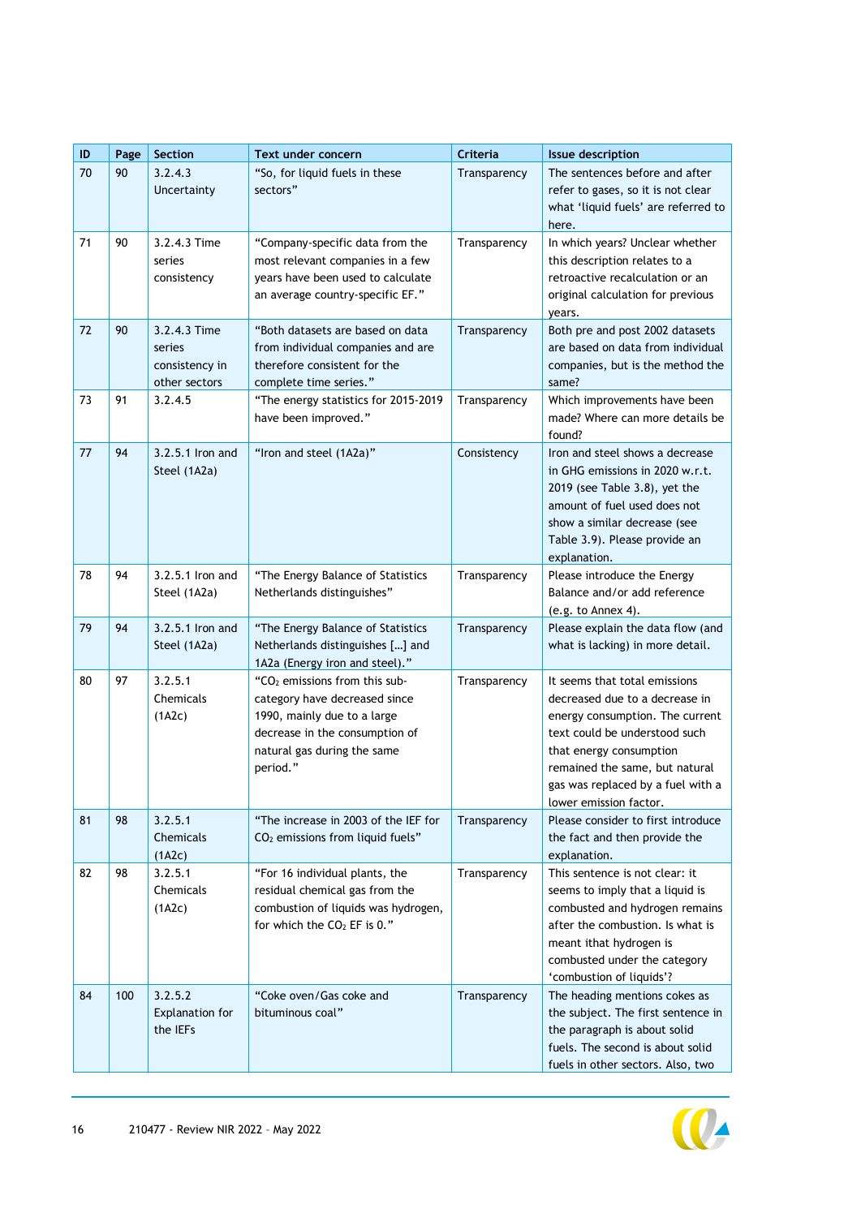| ID | Page | Section | Text under concern | Criteria | Issue description |
|---|---|---|---|---|---|
| 70 | 90 | 3.2.4.3 Uncertainty | "So, for liquid fuels in these sectors" | Transparency | The sentences before and after refer to gases, so it is not clear what 'liquid fuels' are referred to here. |
| 71 | 90 | 3.2.4.3 Time series consistency | "Company-specific data from the most relevant companies in a few years have been used to calculate an average country-specific EF." | Transparency | In which years? Unclear whether this description relates to a retroactive recalculation or an original calculation for previous years. |
| 72 | 90 | 3.2.4.3 Time series consistency in other sectors | "Both datasets are based on data from individual companies and are therefore consistent for the complete time series." | Transparency | Both pre and post 2002 datasets are based on data from individual companies, but is the method the same? |
| 73 | 91 | 3.2.4.5 | "The energy statistics for 2015-2019 have been improved." | Transparency | Which improvements have been made? Where can more details be found? |
| 77 | 94 | 3.2.5.1 Iron and Steel (1A2a) | "Iron and steel (1A2a)" | Consistency | Iron and steel shows a decrease in GHG emissions in 2020 w.r.t. 2019 (see Table 3.8), yet the amount of fuel used does not show a similar decrease (see Table 3.9). Please provide an explanation. |
| 78 | 94 | 3.2.5.1 Iron and Steel (1A2a) | "The Energy Balance of Statistics Netherlands distinguishes" | Transparency | Please introduce the Energy Balance and/or add reference (e.g. to Annex 4). |
| 79 | 94 | 3.2.5.1 Iron and Steel (1A2a) | "The Energy Balance of Statistics Netherlands distinguishes […] and 1A2a (Energy iron and steel)." | Transparency | Please explain the data flow (and what is lacking) in more detail. |
| 80 | 97 | 3.2.5.1 Chemicals (1A2c) | "$CO_2$ emissions from this sub-category have decreased since 1990, mainly due to a large decrease in the consumption of natural gas during the same period." | Transparency | It seems that total emissions decreased due to a decrease in energy consumption. The current text could be understood such that energy consumption remained the same, but natural gas was replaced by a fuel with a lower emission factor. |
| 81 | 98 | 3.2.5.1 Chemicals (1A2c) | "The increase in 2003 of the IEF for $CO_2$ emissions from liquid fuels" | Transparency | Please consider to first introduce the fact and then provide the explanation. |
| 82 | 98 | 3.2.5.1 Chemicals (1A2c) | "For 16 individual plants, the residual chemical gas from the combustion of liquids was hydrogen, for which the $CO_2$ EF is 0." | Transparency | This sentence is not clear: it seems to imply that a liquid is combusted and hydrogen remains after the combustion. Is what is meant that hydrogen is combusted under the category 'combustion of liquids'? |
| 84 | 100 | 3.2.5.2 Explanation for the IEFs | "Coke oven/Gas coke and bituminous coal" | Transparency | The heading mentions cokes as the subject. The first sentence in the paragraph is about solid fuels. The second is about solid fuels in other sectors. Also, two |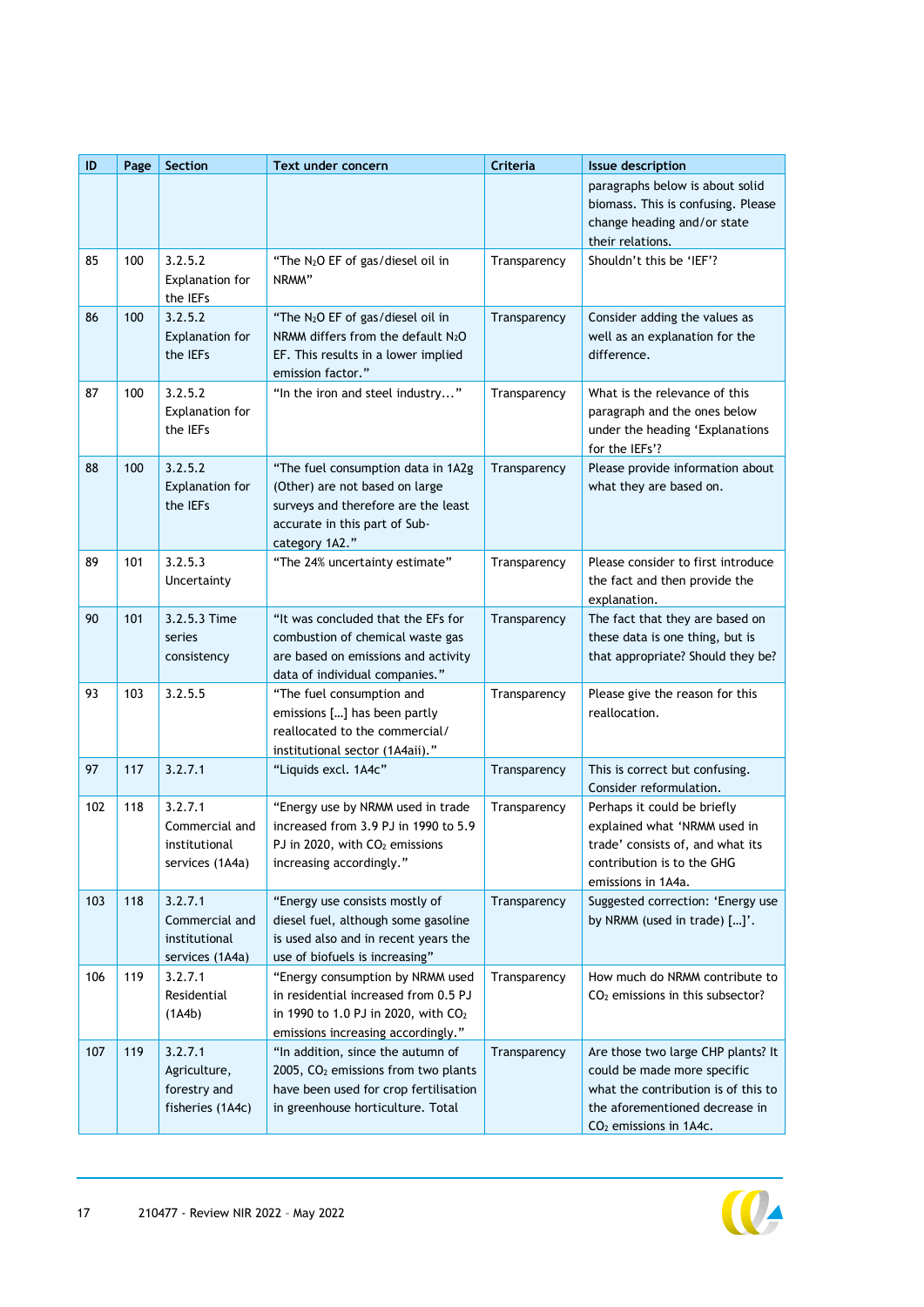| ID | Page | Section | Text under concern | Criteria | Issue description |
|---|---|---|---|---|---|
| | | | | | paragraphs below is about solid biomass. This is confusing. Please change heading and/or state their relations. |
| 85 | 100 | 3.2.5.2 Explanation for the IEFs | "The $N_2O$ EF of gas/diesel oil in NRMM" | Transparency | Shouldn't this be 'IEF'? |
| 86 | 100 | 3.2.5.2 Explanation for the IEFs | "The $N_2O$ EF of gas/diesel oil in NRMM differs from the default $N_2O$ EF. This results in a lower implied emission factor." | Transparency | Consider adding the values as well as an explanation for the difference. |
| 87 | 100 | 3.2.5.2 Explanation for the IEFs | "In the iron and steel industry…" | Transparency | What is the relevance of this paragraph and the ones below under the heading 'Explanations for the IEFs'? |
| 88 | 100 | 3.2.5.2 Explanation for the IEFs | "The fuel consumption data in 1A2g (Other) are not based on large surveys and therefore are the least accurate in this part of Sub-category 1A2." | Transparency | Please provide information about what they are based on. |
| 89 | 101 | 3.2.5.3 Uncertainty | "The 24% uncertainty estimate" | Transparency | Please consider to first introduce the fact and then provide the explanation. |
| 90 | 101 | 3.2.5.3 Time series consistency | "It was concluded that the EFs for combustion of chemical waste gas are based on emissions and activity data of individual companies." | Transparency | The fact that they are based on these data is one thing, but is that appropriate? Should they be? |
| 93 | 103 | 3.2.5.5 | "The fuel consumption and emissions […] has been partly reallocated to the commercial/ institutional sector (1A4aii)." | Transparency | Please give the reason for this reallocation. |
| 97 | 117 | 3.2.7.1 | "Liquids excl. 1A4c" | Transparency | This is correct but confusing. Consider reformulation. |
| 102 | 118 | 3.2.7.1 Commercial and institutional services (1A4a) | "Energy use by NRMM used in trade increased from 3.9 PJ in 1990 to 5.9 PJ in 2020, with $CO_2$ emissions increasing accordingly." | Transparency | Perhaps it could be briefly explained what 'NRMM used in trade' consists of, and what its contribution is to the GHG emissions in 1A4a. |
| 103 | 118 | 3.2.7.1 Commercial and institutional services (1A4a) | "Energy use consists mostly of diesel fuel, although some gasoline is used also and in recent years the use of biofuels is increasing" | Transparency | Suggested correction: 'Energy use by NRMM (used in trade) […]'. |
| 106 | 119 | 3.2.7.1 Residential (1A4b) | "Energy consumption by NRMM used in residential increased from 0.5 PJ in 1990 to 1.0 PJ in 2020, with $CO_2$ emissions increasing accordingly." | Transparency | How much do NRMM contribute to $CO_2$ emissions in this subsector? |
| 107 | 119 | 3.2.7.1 Agriculture, forestry and fisheries (1A4c) | "In addition, since the autumn of 2005, $CO_2$ emissions from two plants have been used for crop fertilisation in greenhouse horticulture. Total | Transparency | Are those two large CHP plants? It could be made more specific what the contribution is of this to the aforementioned decrease in $CO_2$ emissions in 1A4c. |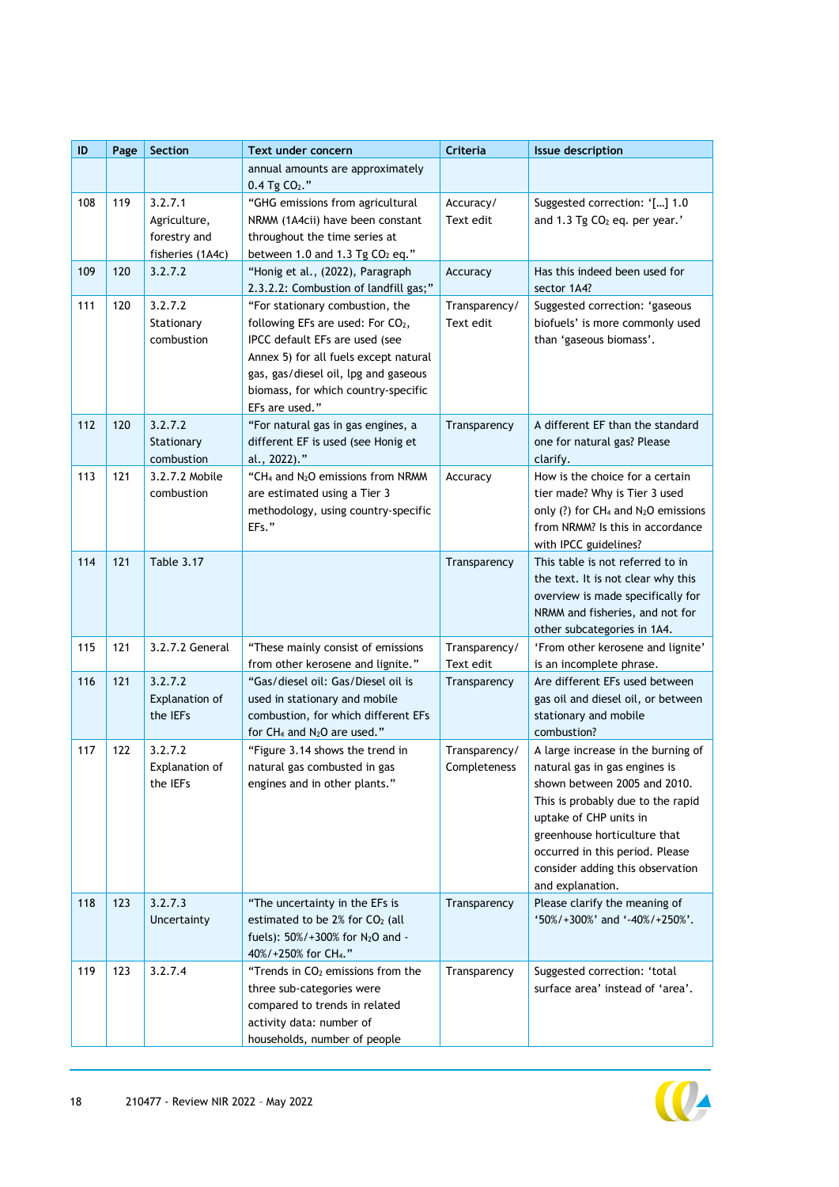| ID | Page | Section | Text under concern | Criteria | Issue description |
|---|---|---|---|---|---|
| | | | annual amounts are approximately 0.4 Tg $CO_2$." | | |
| 108 | 119 | 3.2.7.1 Agriculture, forestry and fisheries (1A4c) | "GHG emissions from agricultural NRMM (1A4cii) have been constant throughout the time series at between 1.0 and 1.3 Tg $CO_2$ eq." | Accuracy/ Text edit | Suggested correction: '[…] 1.0 and 1.3 Tg $CO_2$ eq. per year.' |
| 109 | 120 | 3.2.7.2 | "Honig et al., (2022), Paragraph 2.3.2.2: Combustion of landfill gas;" | Accuracy | Has this indeed been used for sector 1A4? |
| 111 | 120 | 3.2.7.2 Stationary combustion | "For stationary combustion, the following EFs are used: For $CO_2$, IPCC default EFs are used (see Annex 5) for all fuels except natural gas, gas/diesel oil, lpg and gaseous biomass, for which country-specific EFs are used." | Transparency/ Text edit | Suggested correction: 'gaseous biofuels' is more commonly used than 'gaseous biomass'. |
| 112 | 120 | 3.2.7.2 Stationary combustion | "For natural gas in gas engines, a different EF is used (see Honig et al., 2022)." | Transparency | A different EF than the standard one for natural gas? Please clarify. |
| 113 | 121 | 3.2.7.2 Mobile combustion | "$CH_4$ and $N_2O$ emissions from NRMM are estimated using a Tier 3 methodology, using country-specific EFs." | Accuracy | How is the choice for a certain tier made? Why is Tier 3 used only (?) for $CH_4$ and $N_2O$ emissions from NRMM? Is this in accordance with IPCC guidelines? |
| 114 | 121 | Table 3.17 | | Transparency | This table is not referred to in the text. It is not clear why this overview is made specifically for NRMM and fisheries, and not for other subcategories in 1A4. |
| 115 | 121 | 3.2.7.2 General | "These mainly consist of emissions from other kerosene and lignite." | Transparency/ Text edit | 'From other kerosene and lignite' is an incomplete phrase. |
| 116 | 121 | 3.2.7.2 Explanation of the IEFs | "Gas/diesel oil: Gas/Diesel oil is used in stationary and mobile combustion, for which different EFs for $CH_4$ and $N_2O$ are used." | Transparency | Are different EFs used between gas oil and diesel oil, or between stationary and mobile combustion? |
| 117 | 122 | 3.2.7.2 Explanation of the IEFs | "Figure 3.14 shows the trend in natural gas combusted in gas engines and in other plants." | Transparency/ Completeness | A large increase in the burning of natural gas in gas engines is shown between 2005 and 2010. This is probably due to the rapid uptake of CHP units in greenhouse horticulture that occurred in this period. Please consider adding this observation and explanation. |
| 118 | 123 | 3.2.7.3 Uncertainty | "The uncertainty in the EFs is estimated to be 2% for $CO_2$ (all fuels): 50%/+300% for $N_2O$ and -40%/+250% for $CH_4$." | Transparency | Please clarify the meaning of '50%/+300%' and '-40%/+250%'. |
| 119 | 123 | 3.2.7.4 | "Trends in $CO_2$ emissions from the three sub-categories were compared to trends in related activity data: number of households, number of people | Transparency | Suggested correction: 'total surface area' instead of 'area'. |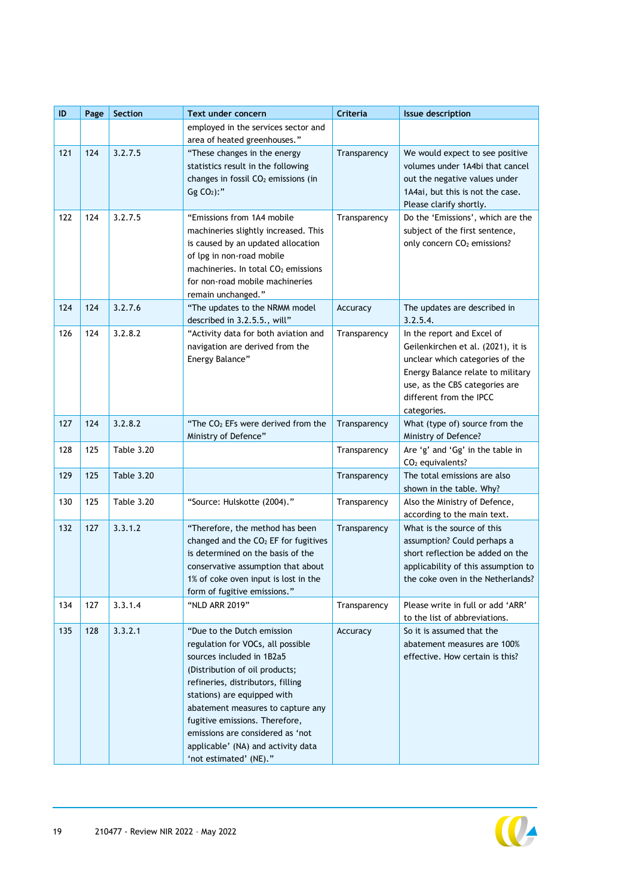| ID | Page | Section | Text under concern | Criteria | Issue description |
|---|---|---|---|---|---|
| | | | employed in the services sector and area of heated greenhouses." | | |
| 121 | 124 | 3.2.7.5 | "These changes in the energy statistics result in the following changes in fossil $CO_2$ emissions (in Gg $CO_2$):" | Transparency | We would expect to see positive volumes under 1A4bi that cancel out the negative values under 1A4ai, but this is not the case. Please clarify shortly. |
| 122 | 124 | 3.2.7.5 | "Emissions from 1A4 mobile machineries slightly increased. This is caused by an updated allocation of lpg in non-road mobile machineries. In total $CO_2$ emissions for non-road mobile machineries remain unchanged." | Transparency | Do the 'Emissions', which are the subject of the first sentence, only concern $CO_2$ emissions? |
| 124 | 124 | 3.2.7.6 | "The updates to the NRMM model described in 3.2.5.5., will" | Accuracy | The updates are described in 3.2.5.4. |
| 126 | 124 | 3.2.8.2 | "Activity data for both aviation and navigation are derived from the Energy Balance" | Transparency | In the report and Excel of Geilenkirchen et al. (2021), it is unclear which categories of the Energy Balance relate to military use, as the CBS categories are different from the IPCC categories. |
| 127 | 124 | 3.2.8.2 | "The $CO_2$ EFs were derived from the Ministry of Defence" | Transparency | What (type of) source from the Ministry of Defence? |
| 128 | 125 | Table 3.20 | | Transparency | Are 'g' and 'Gg' in the table in $CO_2$ equivalents? |
| 129 | 125 | Table 3.20 | | Transparency | The total emissions are also shown in the table. Why? |
| 130 | 125 | Table 3.20 | "Source: Hulskotte (2004)." | Transparency | Also the Ministry of Defence, according to the main text. |
| 132 | 127 | 3.3.1.2 | "Therefore, the method has been changed and the $CO_2$ EF for fugitives is determined on the basis of the conservative assumption that about 1% of coke oven input is lost in the form of fugitive emissions." | Transparency | What is the source of this assumption? Could perhaps a short reflection be added on the applicability of this assumption to the coke oven in the Netherlands? |
| 134 | 127 | 3.3.1.4 | "NLD ARR 2019" | Transparency | Please write in full or add 'ARR' to the list of abbreviations. |
| 135 | 128 | 3.3.2.1 | "Due to the Dutch emission regulation for VOCs, all possible sources included in 1B2a5 (Distribution of oil products; refineries, distributors, filling stations) are equipped with abatement measures to capture any fugitive emissions. Therefore, emissions are considered as 'not applicable' (NA) and activity data 'not estimated' (NE)." | Accuracy | So it is assumed that the abatement measures are 100% effective. How certain is this? |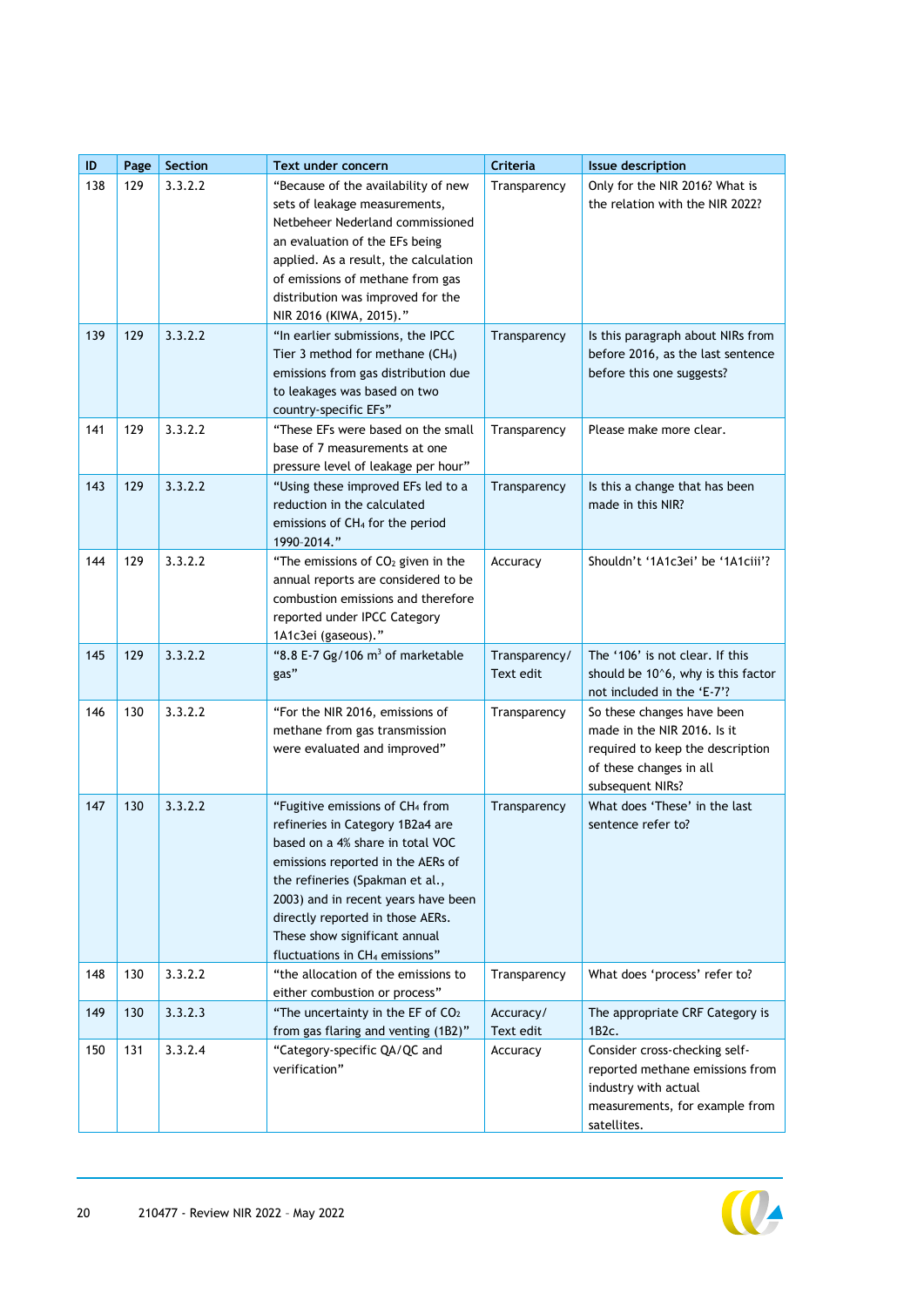| ID | Page | Section | Text under concern | Criteria | Issue description |
|---|---|---|---|---|---|
| 138 | 129 | 3.3.2.2 | "Because of the availability of new sets of leakage measurements, Netbeheer Nederland commissioned an evaluation of the EFs being applied. As a result, the calculation of emissions of methane from gas distribution was improved for the NIR 2016 (KIWA, 2015)." | Transparency | Only for the NIR 2016? What is the relation with the NIR 2022? |
| 139 | 129 | 3.3.2.2 | "In earlier submissions, the IPCC Tier 3 method for methane ($CH_4$) emissions from gas distribution due to leakages was based on two country-specific EFs" | Transparency | Is this paragraph about NIRs from before 2016, as the last sentence before this one suggests? |
| 141 | 129 | 3.3.2.2 | "These EFs were based on the small base of 7 measurements at one pressure level of leakage per hour" | Transparency | Please make more clear. |
| 143 | 129 | 3.3.2.2 | "Using these improved EFs led to a reduction in the calculated emissions of $CH_4$ for the period 1990–2014." | Transparency | Is this a change that has been made in this NIR? |
| 144 | 129 | 3.3.2.2 | "The emissions of $CO_2$ given in the annual reports are considered to be combustion emissions and therefore reported under IPCC Category 1A1c3ei (gaseous)." | Accuracy | Shouldn't '1A1c3ei' be '1A1ciii'? |
| 145 | 129 | 3.3.2.2 | "8.8 E-7 Gg/106 $m^3$ of marketable gas" | Transparency/ Text edit | The '106' is not clear. If this should be 10^6, why is this factor not included in the 'E-7'? |
| 146 | 130 | 3.3.2.2 | "For the NIR 2016, emissions of methane from gas transmission were evaluated and improved" | Transparency | So these changes have been made in the NIR 2016. Is it required to keep the description of these changes in all subsequent NIRs? |
| 147 | 130 | 3.3.2.2 | "Fugitive emissions of $CH_4$ from refineries in Category 1B2a4 are based on a 4% share in total VOC emissions reported in the AERs of the refineries (Spakman et al., 2003) and in recent years have been directly reported in those AERs. These show significant annual fluctuations in $CH_4$ emissions" | Transparency | What does 'These' in the last sentence refer to? |
| 148 | 130 | 3.3.2.2 | "the allocation of the emissions to either combustion or process" | Transparency | What does 'process' refer to? |
| 149 | 130 | 3.3.2.3 | "The uncertainty in the EF of $CO_2$ from gas flaring and venting (1B2)" | Accuracy/ Text edit | The appropriate CRF Category is 1B2c. |
| 150 | 131 | 3.3.2.4 | "Category-specific QA/QC and verification" | Accuracy | Consider cross-checking self-reported methane emissions from industry with actual measurements, for example from satellites. |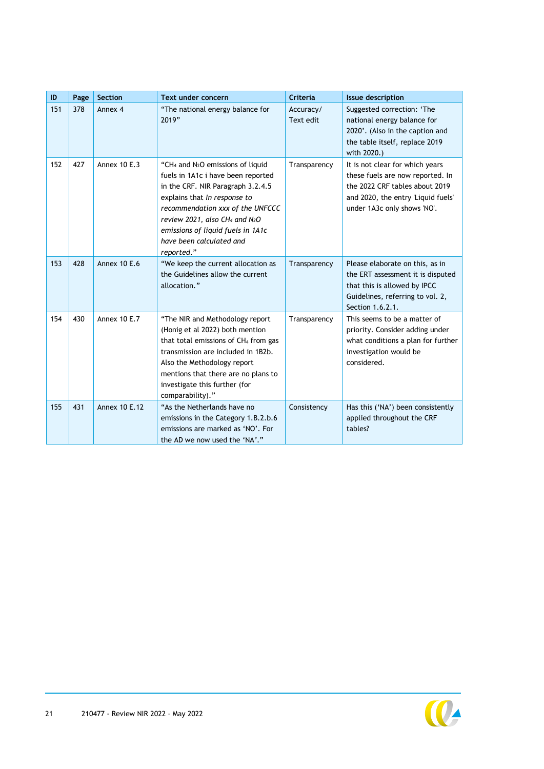| ID | Page | Section | Text under concern | Criteria | Issue description |
|---|---|---|---|---|---|
| 151 | 378 | Annex 4 | "The national energy balance for 2019" | Accuracy/ Text edit | Suggested correction: 'The national energy balance for 2020'. (Also in the caption and the table itself, replace 2019 with 2020.) |
| 152 | 427 | Annex 10 E.3 | "$CH_4$ and $N_2O$ emissions of liquid fuels in 1A1c i have been reported in the CRF. NIR Paragraph 3.2.4.5 explains that *In response to recommendation xxx of the UNFCCC review 2021, also $CH_4$ and $N_2O$ emissions of liquid fuels in 1A1c have been calculated and reported*." | Transparency | It is not clear for which years these fuels are now reported. In the 2022 CRF tables about 2019 and 2020, the entry 'Liquid fuels' under 1A3c only shows 'NO'. |
| 153 | 428 | Annex 10 E.6 | "We keep the current allocation as the Guidelines allow the current allocation." | Transparency | Please elaborate on this, as in the ERT assessment it is disputed that this is allowed by IPCC Guidelines, referring to vol. 2, Section 1.6.2.1. |
| 154 | 430 | Annex 10 E.7 | "The NIR and Methodology report (Honig et al 2022) both mention that total emissions of $CH_4$ from gas transmission are included in 1B2b. Also the Methodology report mentions that there are no plans to investigate this further (for comparability)." | Transparency | This seems to be a matter of priority. Consider adding under what conditions a plan for further investigation would be considered. |
| 155 | 431 | Annex 10 E.12 | "As the Netherlands have no emissions in the Category 1.B.2.b.6 emissions are marked as 'NO'. For the AD we now used the 'NA'." | Consistency | Has this ('NA') been consistently applied throughout the CRF tables? |